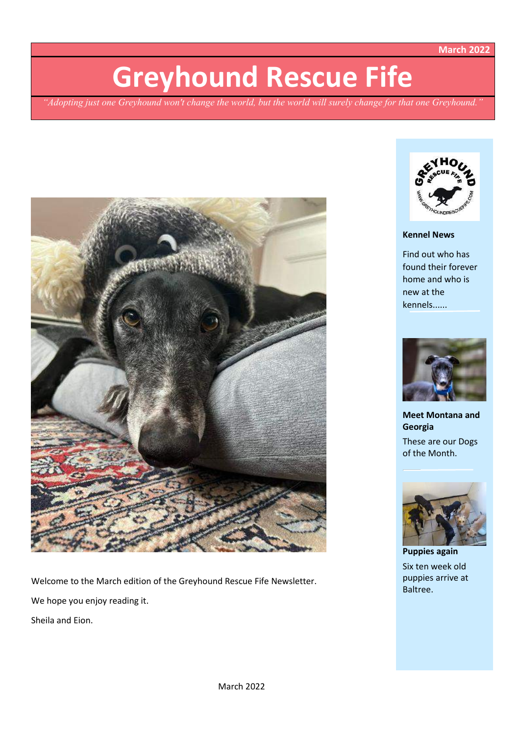March 2022

# Greyhound Rescue Fife

*"Adopting just one Greyhound won't change the world, but the world will surely change for that one Greyhound."*

Welcome to the March edition of the Greyhound Rescue Fife Newsletter.

We hope you enjoy reading it.

Sheila and Eion.

**Kennel News**

Find out who has found their forever home and who is new at the kennels......

**Meet Montana and Georgia**

These are our Dogs of the Month.

**Puppies again**

Six ten week old puppies arrive at Baltree.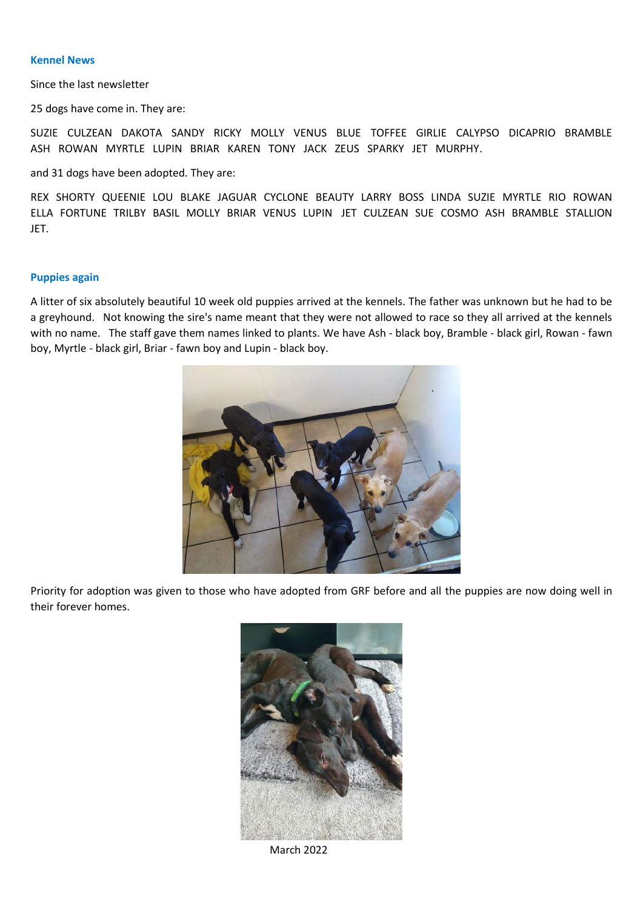## Kennel News

Since the last newsletter

25 dogs have come in. They are:

SUZIE CULZEAN DAKOTA SANDY RICKY MOLLY VENUS BLUE TOFFEE GIRLIE CALYPSO DICAPRIO BRAMBLE ASH ROWAN MYRTLE LUPIN BRIAR KAREN TONY JACK ZEUS SPARKY JET MURPHY.

and 31 dogs have been adopted. They are:

REX SHORTY QUEENIE LOU BLAKE JAGUAR CYCLONE BEAUTY LARRY BOSS LINDA SUZIE MYRTLE RIO ROWAN ELLA FORTUNE TRILBY BASIL MOLLY BRIAR VENUS LUPIN JET CULZEAN SUE COSMO ASH BRAMBLE STALLION JET.

## Puppies again

A litter of six absolutely beautiful 10 week old puppies arrived at the kennels. The father was unknown but he had to be a greyhound. Not knowing the sire's name meant that they were not allowed to race so they all arrived at the kennels with no name. The staff gave them names linked to plants. We have Ash - black boy, Bramble - black girl, Rowan - fawn boy, Myrtle - black girl, Briar - fawn boy and Lupin - black boy.

Priority for adoption was given to those who have adopted from GRF before and all the puppies are now doing well in their forever homes.

March 2022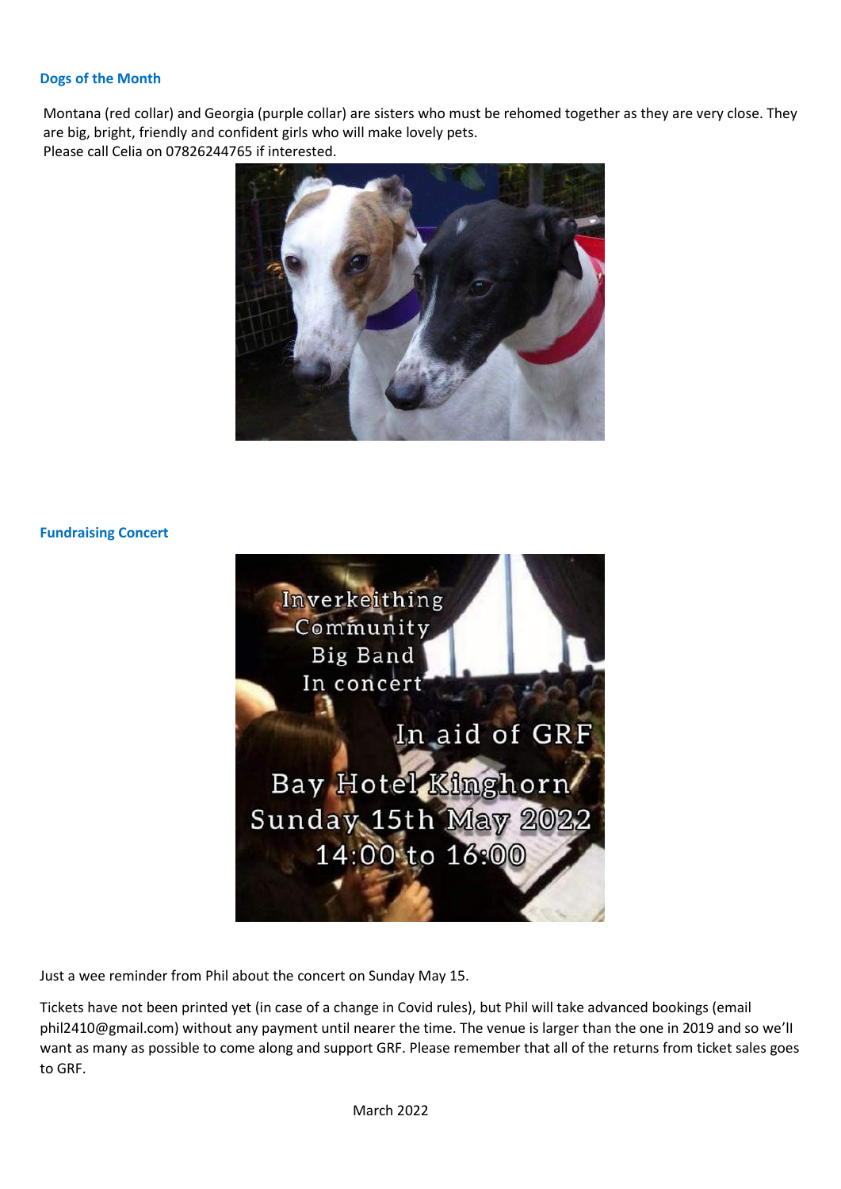### Dogs of the Month

Montana (red collar) and Georgia (purple collar) are sisters who must be rehomed together as they are very close. They are big, bright, friendly and confident girls who will make lovely pets.
Please call Celia on 07826244765 if interested.

### Fundraising Concert

Just a wee reminder from Phil about the concert on Sunday May 15.

Tickets have not been printed yet (in case of a change in Covid rules), but Phil will take advanced bookings (email phil2410@gmail.com) without any payment until nearer the time. The venue is larger than the one in 2019 and so we'll want as many as possible to come along and support GRF. Please remember that all of the returns from ticket sales goes to GRF.

March 2022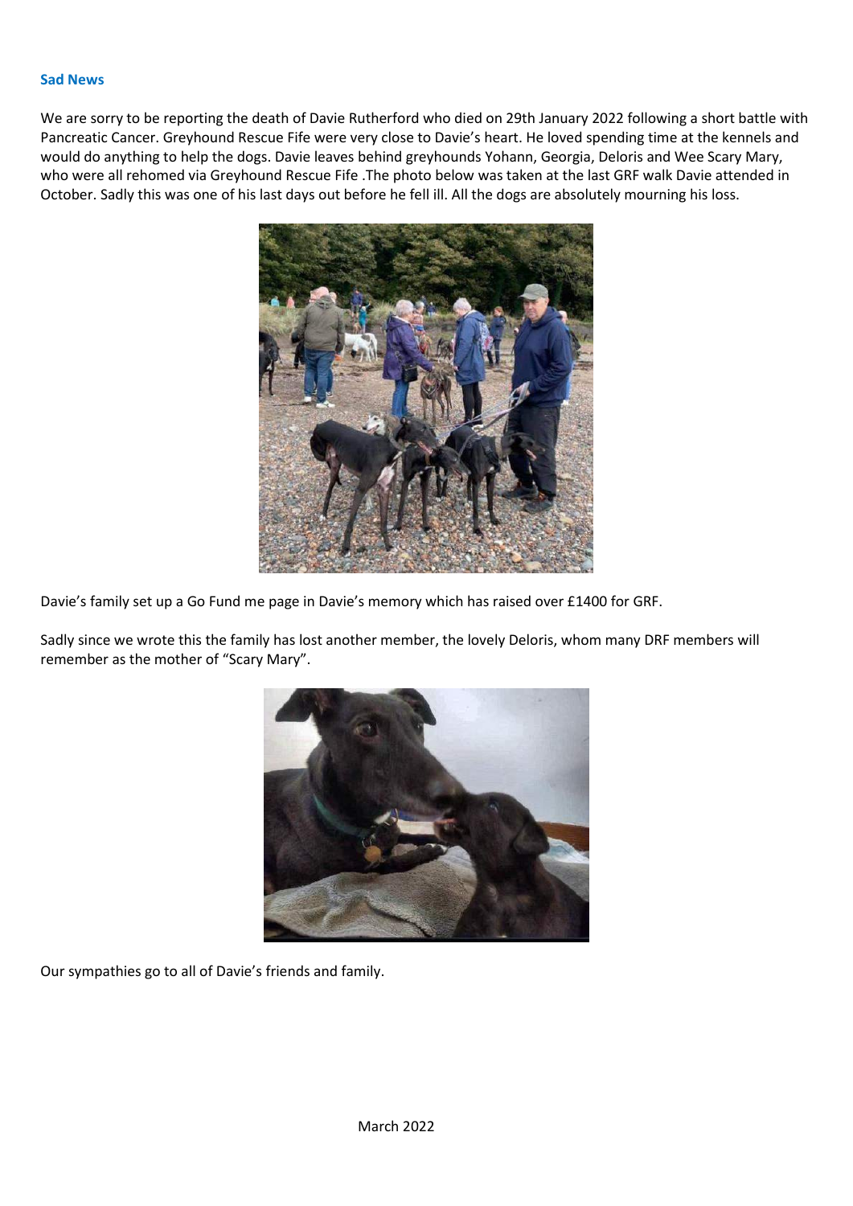## Sad News

We are sorry to be reporting the death of Davie Rutherford who died on 29th January 2022 following a short battle with Pancreatic Cancer. Greyhound Rescue Fife were very close to Davie's heart. He loved spending time at the kennels and would do anything to help the dogs. Davie leaves behind greyhounds Yohann, Georgia, Deloris and Wee Scary Mary, who were all rehomed via Greyhound Rescue Fife .The photo below was taken at the last GRF walk Davie attended in October. Sadly this was one of his last days out before he fell ill. All the dogs are absolutely mourning his loss.

Davie's family set up a Go Fund me page in Davie's memory which has raised over £1400 for GRF.

Sadly since we wrote this the family has lost another member, the lovely Deloris, whom many DRF members will remember as the mother of "Scary Mary".

Our sympathies go to all of Davie's friends and family.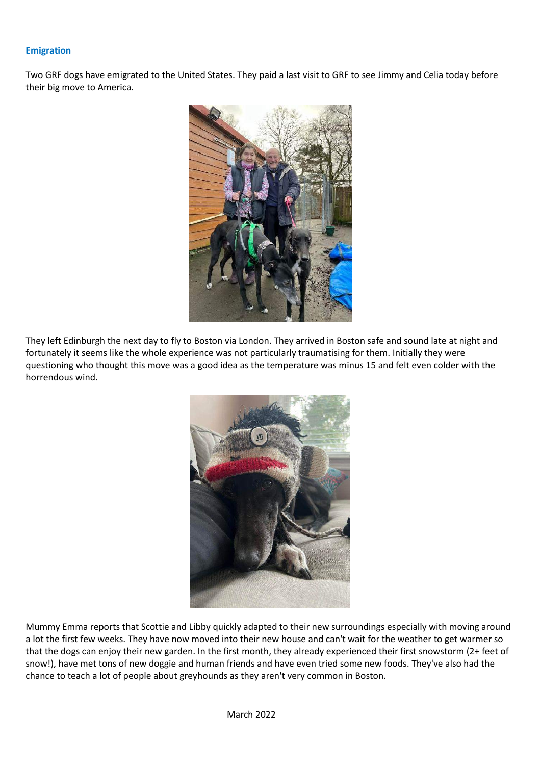## Emigration

Two GRF dogs have emigrated to the United States. They paid a last visit to GRF to see Jimmy and Celia today before their big move to America.

They left Edinburgh the next day to fly to Boston via London. They arrived in Boston safe and sound late at night and fortunately it seems like the whole experience was not particularly traumatising for them. Initially they were questioning who thought this move was a good idea as the temperature was minus 15 and felt even colder with the horrendous wind.

Mummy Emma reports that Scottie and Libby quickly adapted to their new surroundings especially with moving around a lot the first few weeks. They have now moved into their new house and can't wait for the weather to get warmer so that the dogs can enjoy their new garden. In the first month, they already experienced their first snowstorm (2+ feet of snow!), have met tons of new doggie and human friends and have even tried some new foods. They've also had the chance to teach a lot of people about greyhounds as they aren't very common in Boston.

March 2022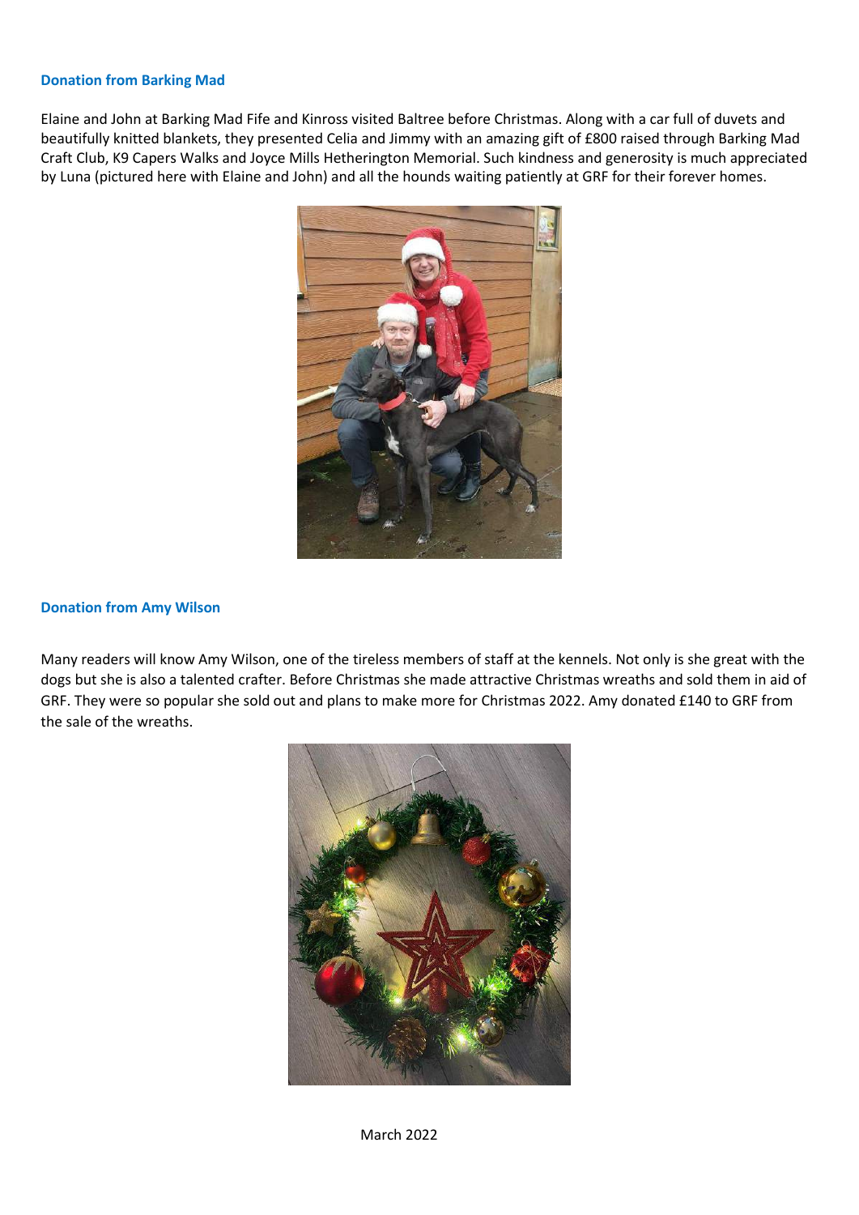### Donation from Barking Mad

Elaine and John at Barking Mad Fife and Kinross visited Baltree before Christmas. Along with a car full of duvets and beautifully knitted blankets, they presented Celia and Jimmy with an amazing gift of £800 raised through Barking Mad Craft Club, K9 Capers Walks and Joyce Mills Hetherington Memorial. Such kindness and generosity is much appreciated by Luna (pictured here with Elaine and John) and all the hounds waiting patiently at GRF for their forever homes.

### Donation from Amy Wilson

Many readers will know Amy Wilson, one of the tireless members of staff at the kennels. Not only is she great with the dogs but she is also a talented crafter. Before Christmas she made attractive Christmas wreaths and sold them in aid of GRF. They were so popular she sold out and plans to make more for Christmas 2022. Amy donated £140 to GRF from the sale of the wreaths.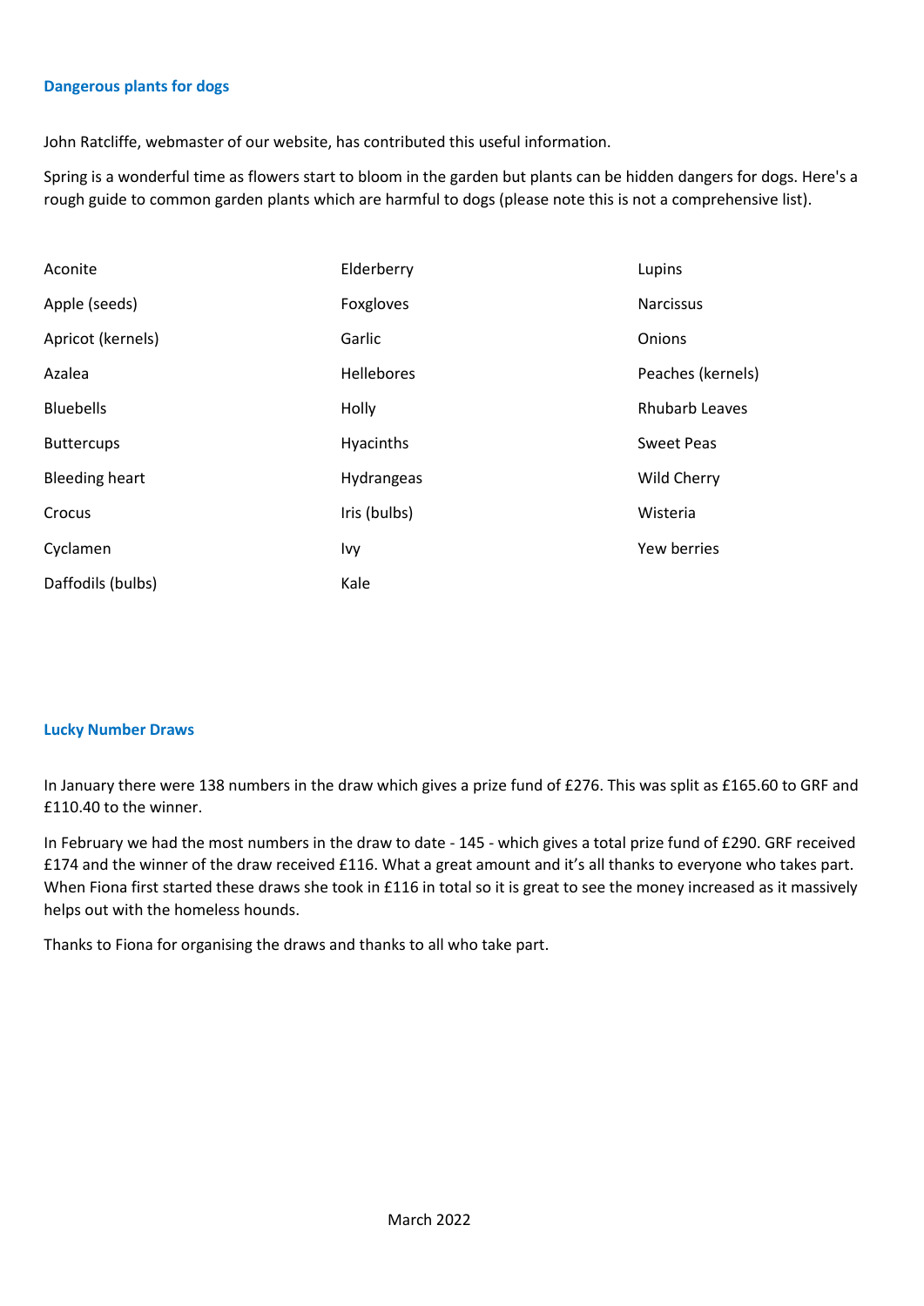## Dangerous plants for dogs

John Ratcliffe, webmaster of our website, has contributed this useful information.

Spring is a wonderful time as flowers start to bloom in the garden but plants can be hidden dangers for dogs. Here's a rough guide to common garden plants which are harmful to dogs (please note this is not a comprehensive list).

- Aconite
- Apple (seeds)
- Apricot (kernels)
- Azalea
- Bluebells
- Buttercups
- Bleeding heart
- Crocus
- Cyclamen
- Daffodils (bulbs)
- Elderberry
- Foxgloves
- Garlic
- Hellebores
- Holly
- Hyacinths
- Hydrangeas
- Iris (bulbs)
- Ivy
- Kale
- Lupins
- Narcissus
- Onions
- Peaches (kernels)
- Rhubarb Leaves
- Sweet Peas
- Wild Cherry
- Wisteria
- Yew berries

## Lucky Number Draws

In January there were 138 numbers in the draw which gives a prize fund of £276. This was split as £165.60 to GRF and £110.40 to the winner.

In February we had the most numbers in the draw to date - 145 - which gives a total prize fund of £290. GRF received £174 and the winner of the draw received £116. What a great amount and it's all thanks to everyone who takes part. When Fiona first started these draws she took in £116 in total so it is great to see the money increased as it massively helps out with the homeless hounds.

Thanks to Fiona for organising the draws and thanks to all who take part.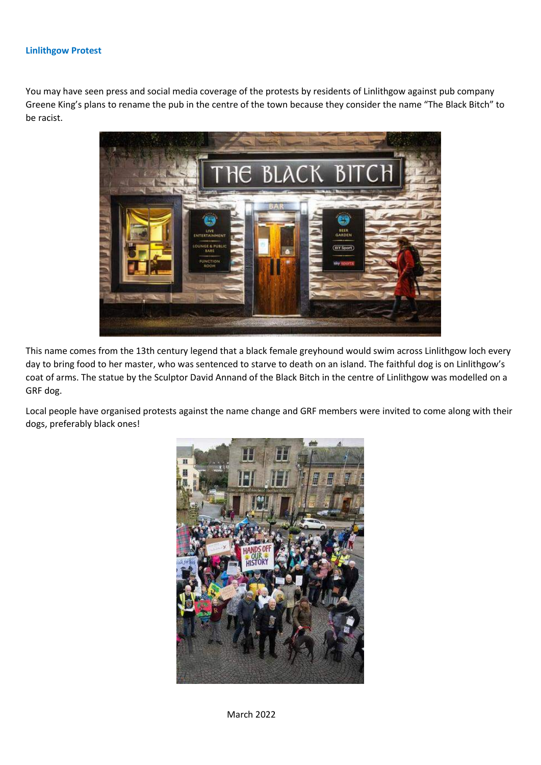### Linlithgow Protest

You may have seen press and social media coverage of the protests by residents of Linlithgow against pub company Greene King's plans to rename the pub in the centre of the town because they consider the name "The Black Bitch" to be racist.

This name comes from the 13th century legend that a black female greyhound would swim across Linlithgow loch every day to bring food to her master, who was sentenced to starve to death on an island. The faithful dog is on Linlithgow's coat of arms. The statue by the Sculptor David Annand of the Black Bitch in the centre of Linlithgow was modelled on a GRF dog.

Local people have organised protests against the name change and GRF members were invited to come along with their dogs, preferably black ones!

March 2022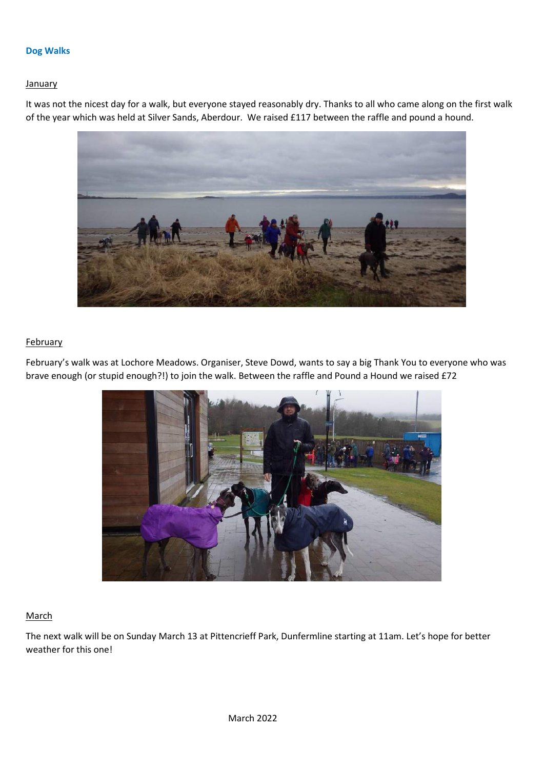## Dog Walks

### January

It was not the nicest day for a walk, but everyone stayed reasonably dry. Thanks to all who came along on the first walk of the year which was held at Silver Sands, Aberdour.  We raised £117 between the raffle and pound a hound.

### February

February's walk was at Lochore Meadows. Organiser, Steve Dowd, wants to say a big Thank You to everyone who was brave enough (or stupid enough?!) to join the walk. Between the raffle and Pound a Hound we raised £72

### March

The next walk will be on Sunday March 13 at Pittencrieff Park, Dunfermline starting at 11am. Let's hope for better weather for this one!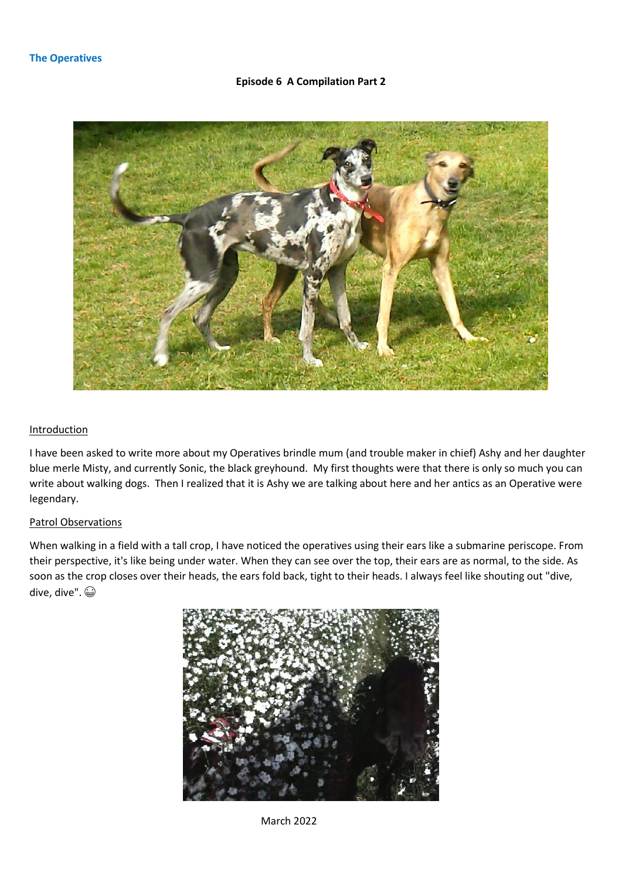**The Operatives**

**Episode 6 A Compilation Part 2**

Introduction

I have been asked to write more about my Operatives brindle mum (and trouble maker in chief) Ashy and her daughter blue merle Misty, and currently Sonic, the black greyhound. My first thoughts were that there is only so much you can write about walking dogs. Then I realized that it is Ashy we are talking about here and her antics as an Operative were legendary.

Patrol Observations

When walking in a field with a tall crop, I have noticed the operatives using their ears like a submarine periscope. From their perspective, it's like being under water. When they can see over the top, their ears are as normal, to the side. As soon as the crop closes over their heads, the ears fold back, tight to their heads. I always feel like shouting out "dive, dive, dive". 😁

March 2022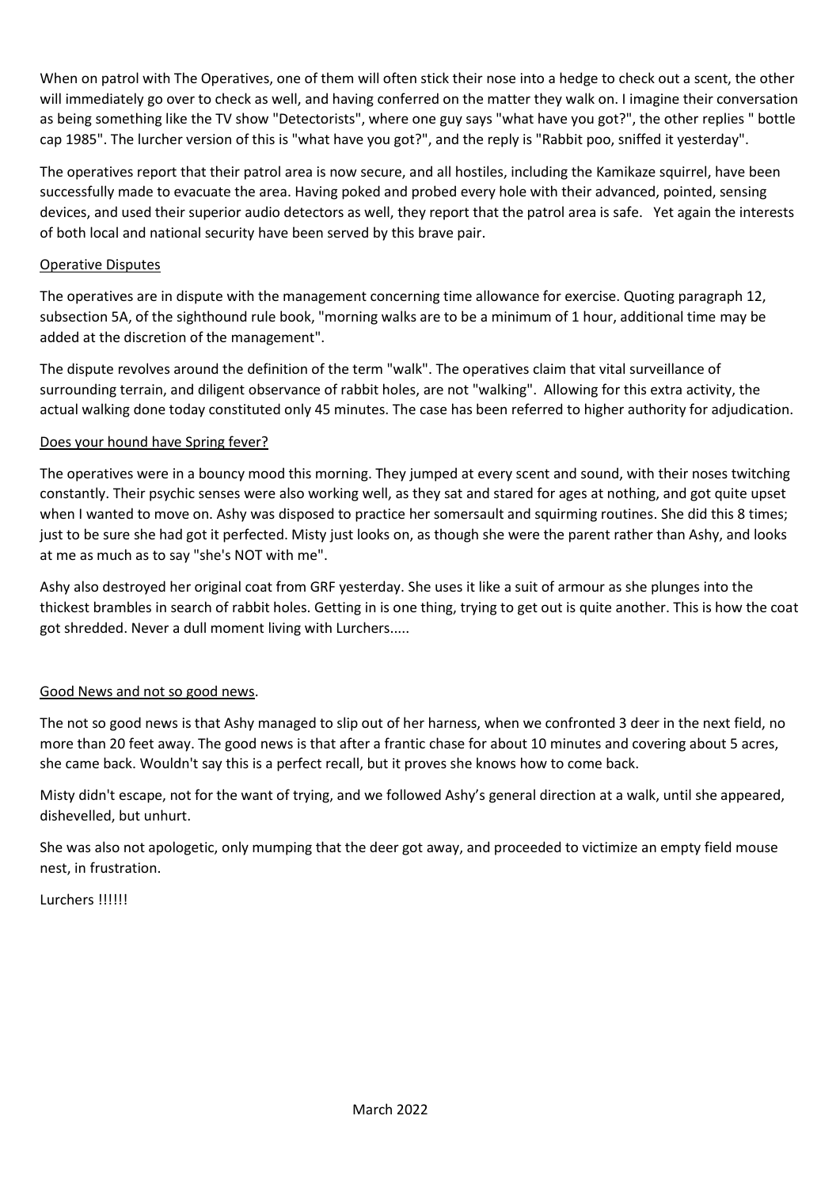When on patrol with The Operatives, one of them will often stick their nose into a hedge to check out a scent, the other will immediately go over to check as well, and having conferred on the matter they walk on. I imagine their conversation as being something like the TV show "Detectorists", where one guy says "what have you got?", the other replies " bottle cap 1985". The lurcher version of this is "what have you got?", and the reply is "Rabbit poo, sniffed it yesterday".

The operatives report that their patrol area is now secure, and all hostiles, including the Kamikaze squirrel, have been successfully made to evacuate the area. Having poked and probed every hole with their advanced, pointed, sensing devices, and used their superior audio detectors as well, they report that the patrol area is safe. Yet again the interests of both local and national security have been served by this brave pair.

## Operative Disputes

The operatives are in dispute with the management concerning time allowance for exercise. Quoting paragraph 12, subsection 5A, of the sighthound rule book, "morning walks are to be a minimum of 1 hour, additional time may be added at the discretion of the management".

The dispute revolves around the definition of the term "walk". The operatives claim that vital surveillance of surrounding terrain, and diligent observance of rabbit holes, are not "walking". Allowing for this extra activity, the actual walking done today constituted only 45 minutes. The case has been referred to higher authority for adjudication.

## Does your hound have Spring fever?

The operatives were in a bouncy mood this morning. They jumped at every scent and sound, with their noses twitching constantly. Their psychic senses were also working well, as they sat and stared for ages at nothing, and got quite upset when I wanted to move on. Ashy was disposed to practice her somersault and squirming routines. She did this 8 times; just to be sure she had got it perfected. Misty just looks on, as though she were the parent rather than Ashy, and looks at me as much as to say "she's NOT with me".

Ashy also destroyed her original coat from GRF yesterday. She uses it like a suit of armour as she plunges into the thickest brambles in search of rabbit holes. Getting in is one thing, trying to get out is quite another. This is how the coat got shredded. Never a dull moment living with Lurchers.....

## Good News and not so good news.

The not so good news is that Ashy managed to slip out of her harness, when we confronted 3 deer in the next field, no more than 20 feet away. The good news is that after a frantic chase for about 10 minutes and covering about 5 acres, she came back. Wouldn't say this is a perfect recall, but it proves she knows how to come back.

Misty didn't escape, not for the want of trying, and we followed Ashy's general direction at a walk, until she appeared, dishevelled, but unhurt.

She was also not apologetic, only mumping that the deer got away, and proceeded to victimize an empty field mouse nest, in frustration.

Lurchers !!!!!!

March 2022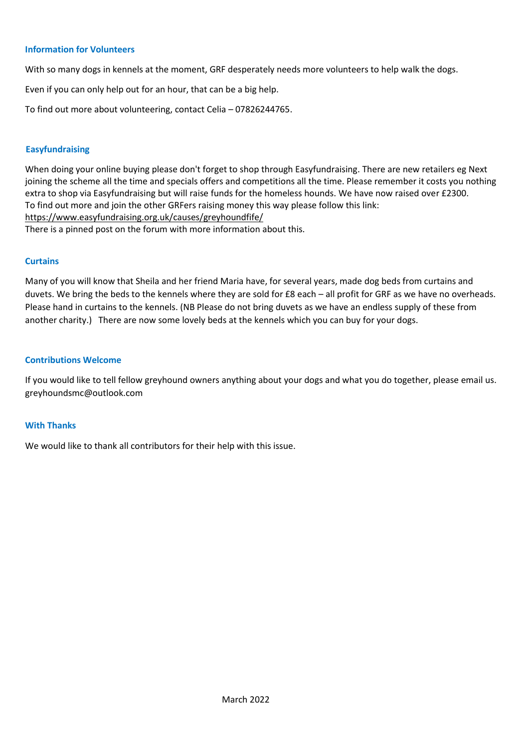### Information for Volunteers

With so many dogs in kennels at the moment, GRF desperately needs more volunteers to help walk the dogs.

Even if you can only help out for an hour, that can be a big help.

To find out more about volunteering, contact Celia – 07826244765.

### Easyfundraising

When doing your online buying please don't forget to shop through Easyfundraising. There are new retailers eg Next joining the scheme all the time and specials offers and competitions all the time. Please remember it costs you nothing extra to shop via Easyfundraising but will raise funds for the homeless hounds. We have now raised over £2300.
To find out more and join the other GRFers raising money this way please follow this link:
https://www.easyfundraising.org.uk/causes/greyhoundfife/
There is a pinned post on the forum with more information about this.

### Curtains

Many of you will know that Sheila and her friend Maria have, for several years, made dog beds from curtains and duvets. We bring the beds to the kennels where they are sold for £8 each – all profit for GRF as we have no overheads. Please hand in curtains to the kennels. (NB Please do not bring duvets as we have an endless supply of these from another charity.) There are now some lovely beds at the kennels which you can buy for your dogs.

### Contributions Welcome

If you would like to tell fellow greyhound owners anything about your dogs and what you do together, please email us.
greyhoundsmc@outlook.com

### With Thanks

We would like to thank all contributors for their help with this issue.

March 2022